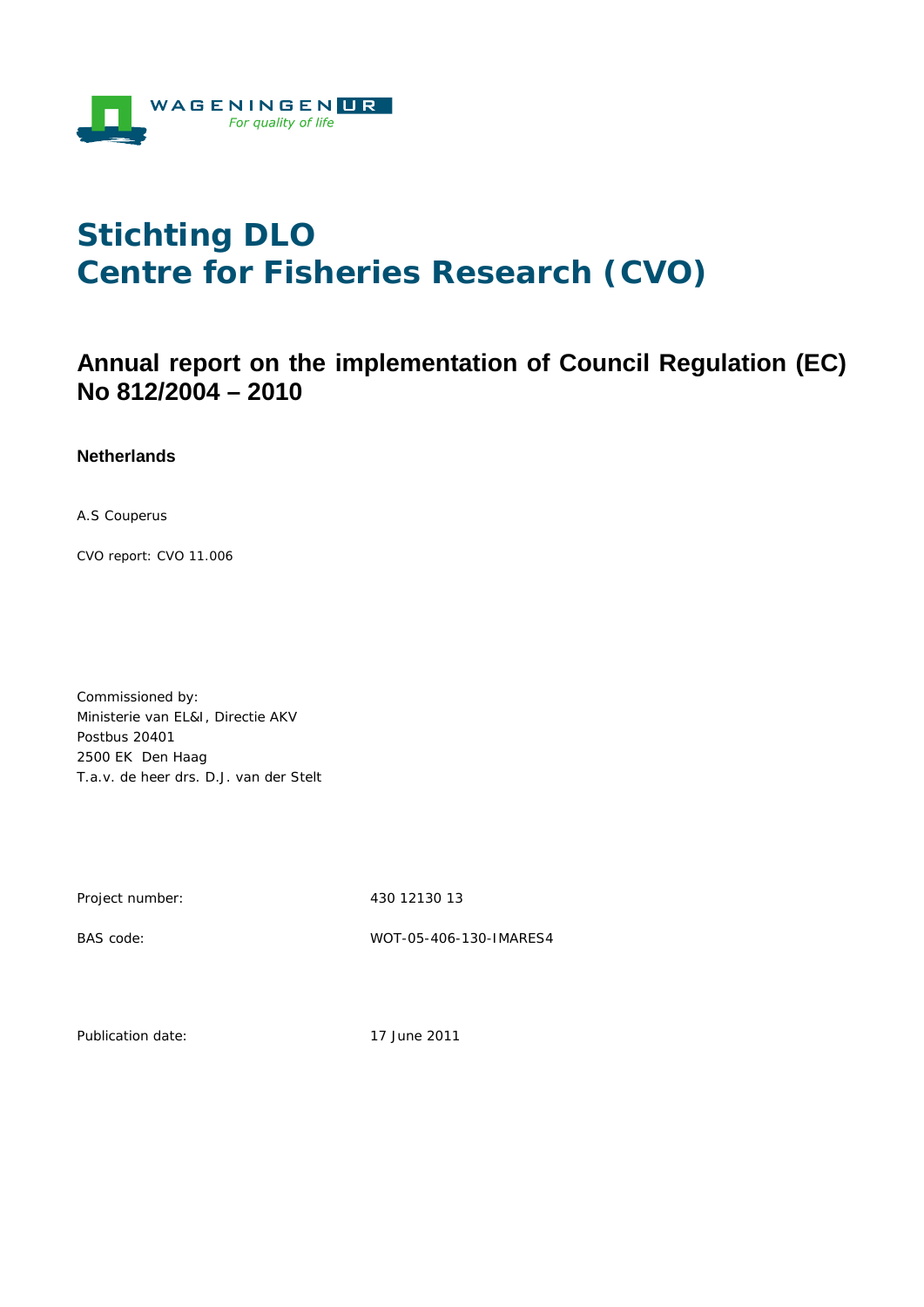# Stichting DLO
# Centre for Fisheries Research (CVO)

## Annual report on the implementation of Council Regulation (EC) No 812/2004 – 2010

### Netherlands

A.S Couperus

CVO report: CVO 11.006

Commissioned by:
Ministerie van EL&I, Directie AKV
Postbus 20401
2500 EK Den Haag
T.a.v. de heer drs. D.J. van der Stelt

| | |
|---|---|
| Project number: | 430 12130 13 |
| BAS code: | WOT-05-406-130-IMARES4 |
| Publication date: | 17 June 2011 |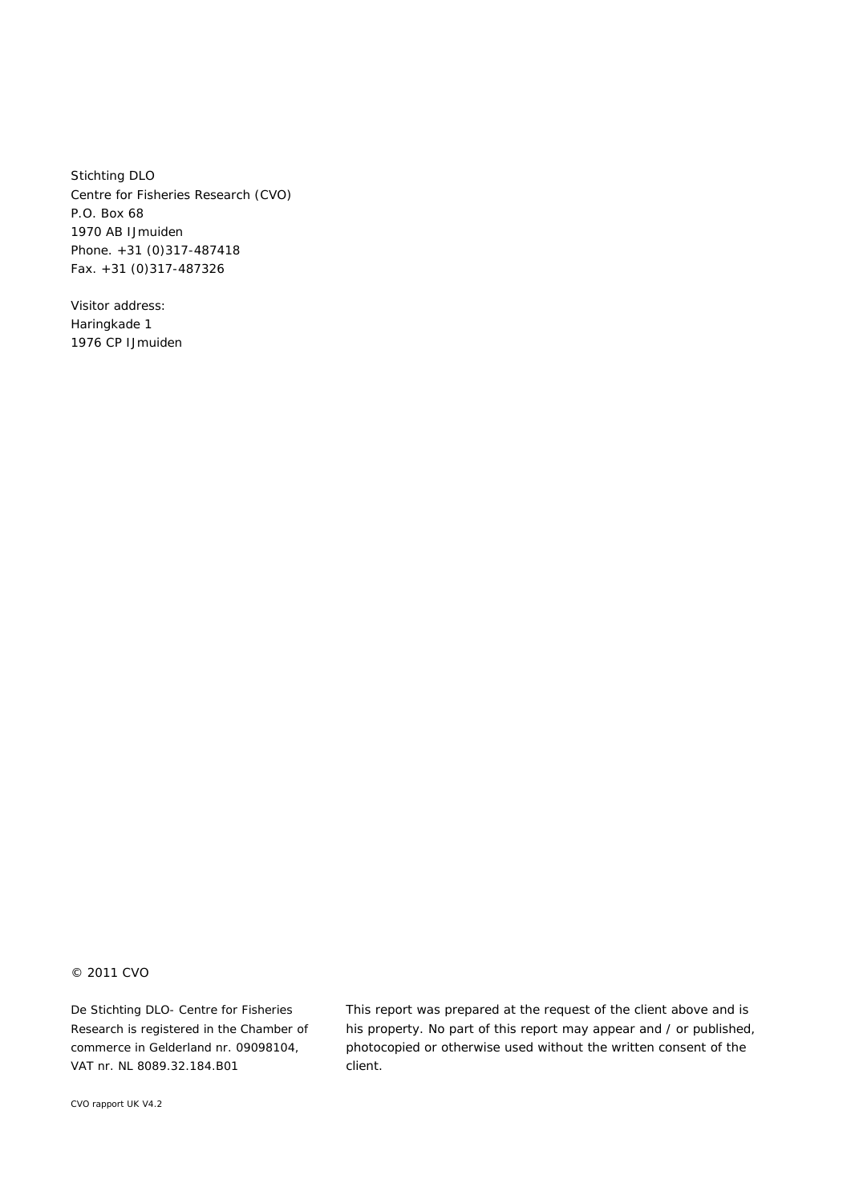Stichting DLO
Centre for Fisheries Research (CVO)
P.O. Box 68
1970 AB IJmuiden
Phone. +31 (0)317-487418
Fax. +31 (0)317-487326

Visitor address:
Haringkade 1
1976 CP IJmuiden

© 2011 CVO

De Stichting DLO- Centre for Fisheries Research is registered in the Chamber of commerce in Gelderland nr. 09098104, VAT nr. NL 8089.32.184.B01

This report was prepared at the request of the client above and is his property. No part of this report may appear and / or published, photocopied or otherwise used without the written consent of the client.

CVO rapport UK V4.2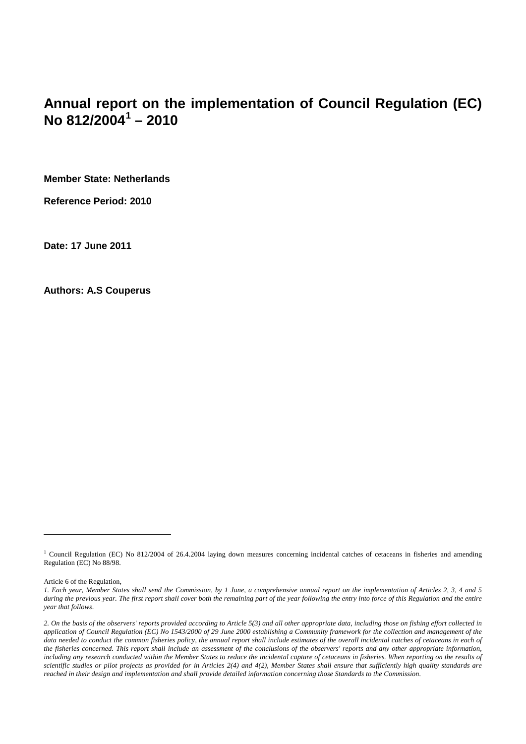# Annual report on the implementation of Council Regulation (EC) No 812/2004[1] – 2010

**Member State: Netherlands**

**Reference Period: 2010**

**Date: 17 June 2011**

**Authors: A.S Couperus**

---

[1] Council Regulation (EC) No 812/2004 of 26.4.2004 laying down measures concerning incidental catches of cetaceans in fisheries and amending Regulation (EC) No 88/98.

Article 6 of the Regulation,

*1. Each year, Member States shall send the Commission, by 1 June, a comprehensive annual report on the implementation of Articles 2, 3, 4 and 5 during the previous year. The first report shall cover both the remaining part of the year following the entry into force of this Regulation and the entire year that follows.*

*2. On the basis of the observers' reports provided according to Article 5(3) and all other appropriate data, including those on fishing effort collected in application of Council Regulation (EC) No 1543/2000 of 29 June 2000 establishing a Community framework for the collection and management of the data needed to conduct the common fisheries policy, the annual report shall include estimates of the overall incidental catches of cetaceans in each of the fisheries concerned. This report shall include an assessment of the conclusions of the observers' reports and any other appropriate information, including any research conducted within the Member States to reduce the incidental capture of cetaceans in fisheries. When reporting on the results of scientific studies or pilot projects as provided for in Articles 2(4) and 4(2), Member States shall ensure that sufficiently high quality standards are reached in their design and implementation and shall provide detailed information concerning those Standards to the Commission.*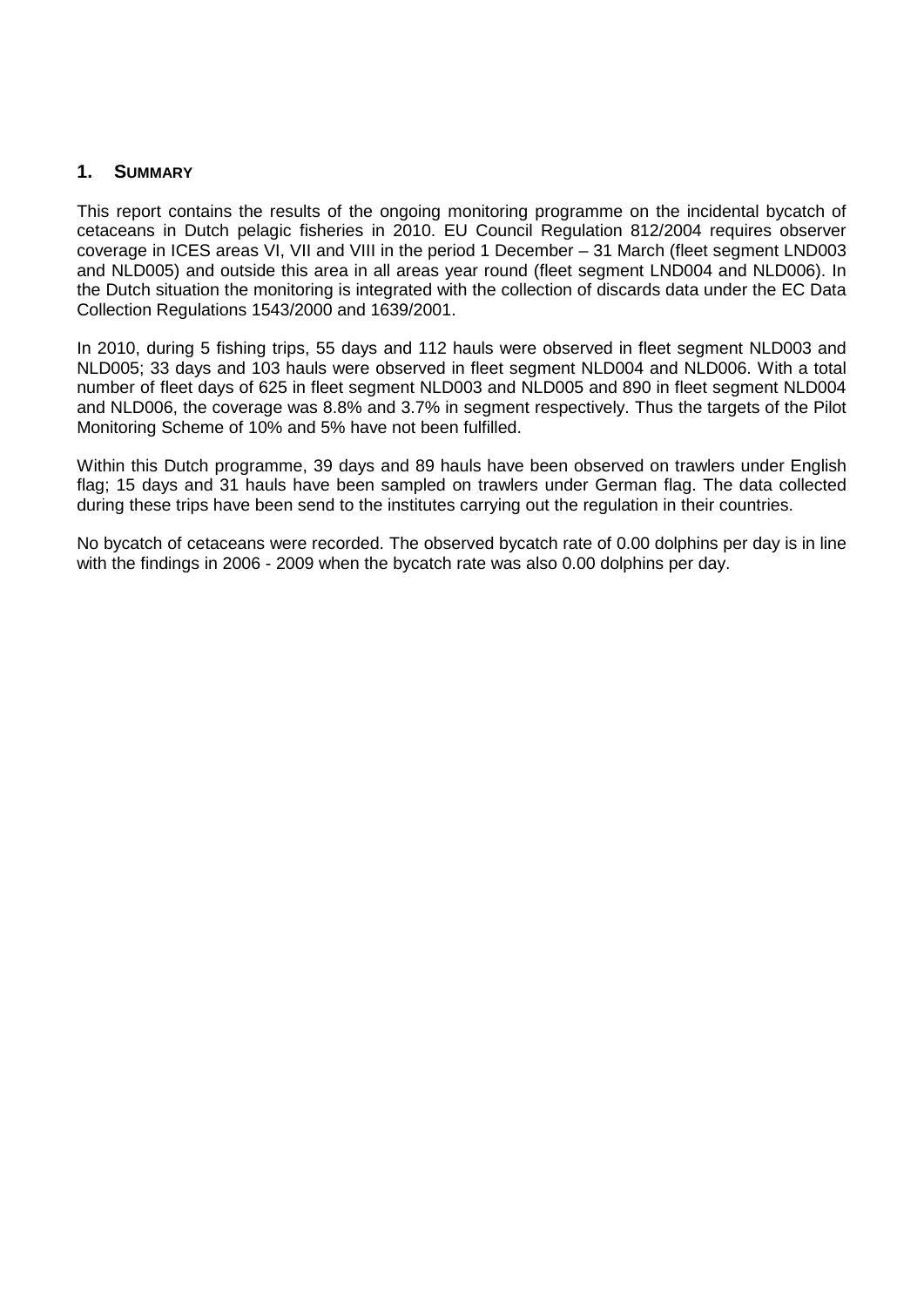## 1. SUMMARY

This report contains the results of the ongoing monitoring programme on the incidental bycatch of cetaceans in Dutch pelagic fisheries in 2010. EU Council Regulation 812/2004 requires observer coverage in ICES areas VI, VII and VIII in the period 1 December – 31 March (fleet segment LND003 and NLD005) and outside this area in all areas year round (fleet segment LND004 and NLD006). In the Dutch situation the monitoring is integrated with the collection of discards data under the EC Data Collection Regulations 1543/2000 and 1639/2001.

In 2010, during 5 fishing trips, 55 days and 112 hauls were observed in fleet segment NLD003 and NLD005; 33 days and 103 hauls were observed in fleet segment NLD004 and NLD006. With a total number of fleet days of 625 in fleet segment NLD003 and NLD005 and 890 in fleet segment NLD004 and NLD006, the coverage was 8.8% and 3.7% in segment respectively. Thus the targets of the Pilot Monitoring Scheme of 10% and 5% have not been fulfilled.

Within this Dutch programme, 39 days and 89 hauls have been observed on trawlers under English flag; 15 days and 31 hauls have been sampled on trawlers under German flag. The data collected during these trips have been send to the institutes carrying out the regulation in their countries.

No bycatch of cetaceans were recorded. The observed bycatch rate of 0.00 dolphins per day is in line with the findings in 2006 - 2009 when the bycatch rate was also 0.00 dolphins per day.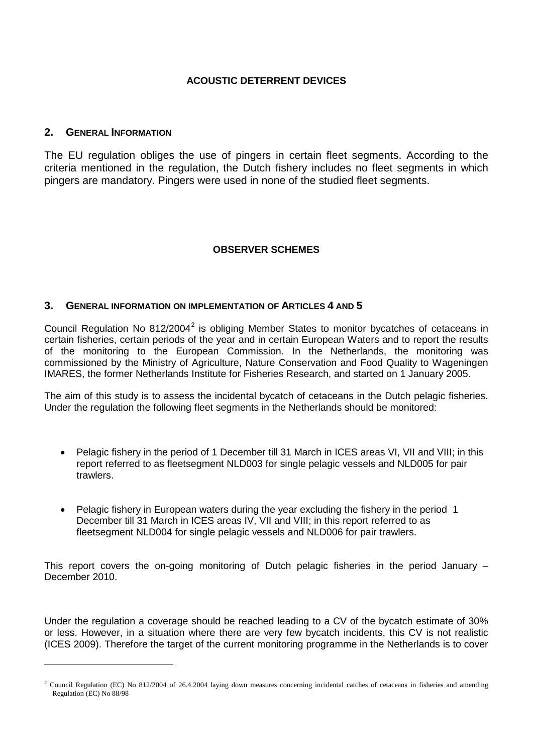**ACOUSTIC DETERRENT DEVICES**

## 2. GENERAL INFORMATION

The EU regulation obliges the use of pingers in certain fleet segments. According to the criteria mentioned in the regulation, the Dutch fishery includes no fleet segments in which pingers are mandatory. Pingers were used in none of the studied fleet segments.

**OBSERVER SCHEMES**

## 3. GENERAL INFORMATION ON IMPLEMENTATION OF ARTICLES 4 AND 5

Council Regulation No 812/2004[2] is obliging Member States to monitor bycatches of cetaceans in certain fisheries, certain periods of the year and in certain European Waters and to report the results of the monitoring to the European Commission. In the Netherlands, the monitoring was commissioned by the Ministry of Agriculture, Nature Conservation and Food Quality to Wageningen IMARES, the former Netherlands Institute for Fisheries Research, and started on 1 January 2005.

The aim of this study is to assess the incidental bycatch of cetaceans in the Dutch pelagic fisheries. Under the regulation the following fleet segments in the Netherlands should be monitored:

- Pelagic fishery in the period of 1 December till 31 March in ICES areas VI, VII and VIII; in this report referred to as fleetsegment NLD003 for single pelagic vessels and NLD005 for pair trawlers.

- Pelagic fishery in European waters during the year excluding the fishery in the period 1 December till 31 March in ICES areas IV, VII and VIII; in this report referred to as fleetsegment NLD004 for single pelagic vessels and NLD006 for pair trawlers.

This report covers the on-going monitoring of Dutch pelagic fisheries in the period January – December 2010.

Under the regulation a coverage should be reached leading to a CV of the bycatch estimate of 30% or less. However, in a situation where there are very few bycatch incidents, this CV is not realistic (ICES 2009). Therefore the target of the current monitoring programme in the Netherlands is to cover

[2] Council Regulation (EC) No 812/2004 of 26.4.2004 laying down measures concerning incidental catches of cetaceans in fisheries and amending Regulation (EC) No 88/98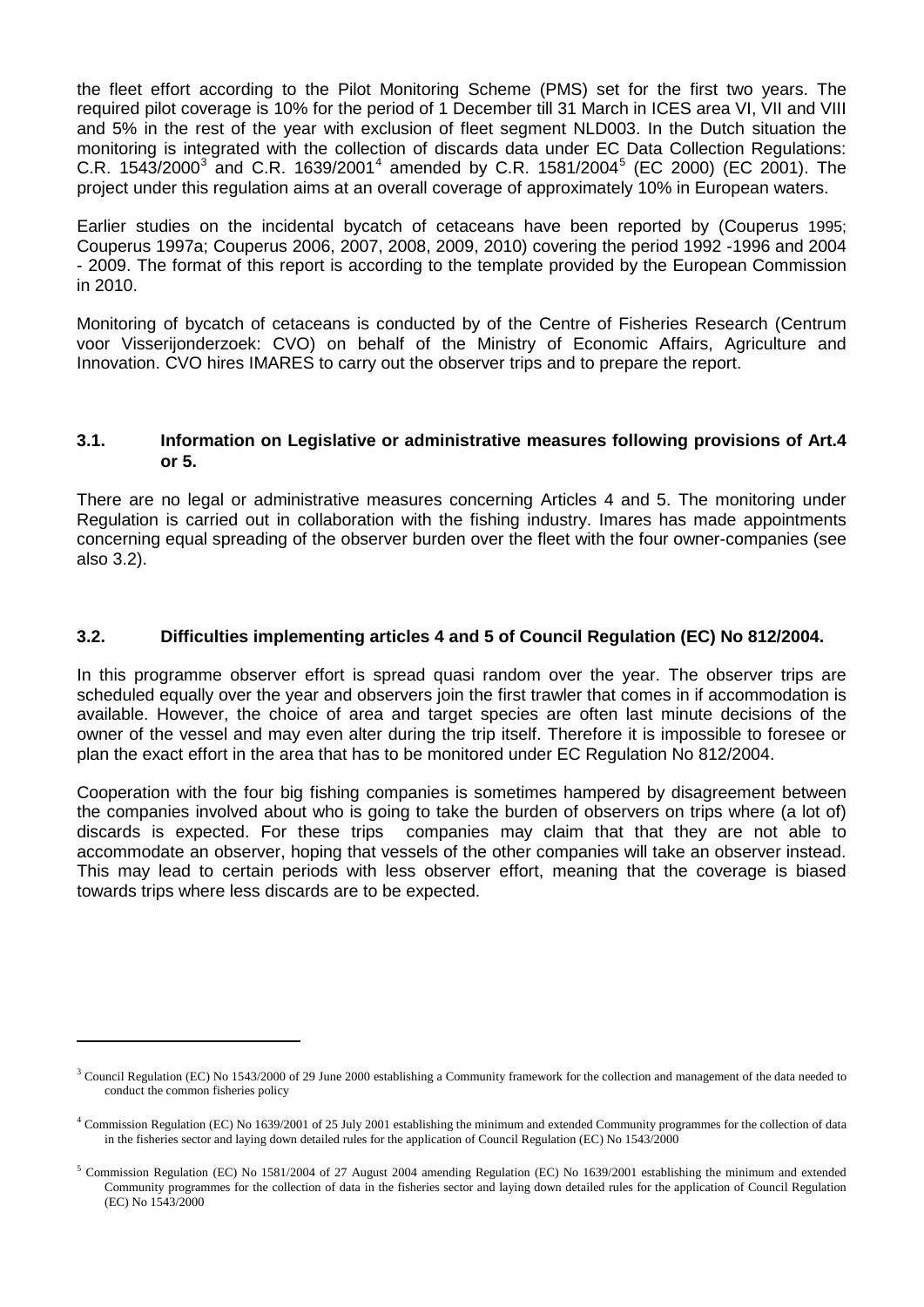the fleet effort according to the Pilot Monitoring Scheme (PMS) set for the first two years. The required pilot coverage is 10% for the period of 1 December till 31 March in ICES area VI, VII and VIII and 5% in the rest of the year with exclusion of fleet segment NLD003. In the Dutch situation the monitoring is integrated with the collection of discards data under EC Data Collection Regulations: C.R. 1543/2000[3] and C.R. 1639/2001[4] amended by C.R. 1581/2004[5] (EC 2000) (EC 2001). The project under this regulation aims at an overall coverage of approximately 10% in European waters.

Earlier studies on the incidental bycatch of cetaceans have been reported by (Couperus 1995; Couperus 1997a; Couperus 2006, 2007, 2008, 2009, 2010) covering the period 1992 -1996 and 2004 - 2009. The format of this report is according to the template provided by the European Commission in 2010.

Monitoring of bycatch of cetaceans is conducted by of the Centre of Fisheries Research (Centrum voor Visserijonderzoek: CVO) on behalf of the Ministry of Economic Affairs, Agriculture and Innovation. CVO hires IMARES to carry out the observer trips and to prepare the report.

### 3.1. Information on Legislative or administrative measures following provisions of Art.4 or 5.

There are no legal or administrative measures concerning Articles 4 and 5. The monitoring under Regulation is carried out in collaboration with the fishing industry. Imares has made appointments concerning equal spreading of the observer burden over the fleet with the four owner-companies (see also 3.2).

### 3.2. Difficulties implementing articles 4 and 5 of Council Regulation (EC) No 812/2004.

In this programme observer effort is spread quasi random over the year. The observer trips are scheduled equally over the year and observers join the first trawler that comes in if accommodation is available. However, the choice of area and target species are often last minute decisions of the owner of the vessel and may even alter during the trip itself. Therefore it is impossible to foresee or plan the exact effort in the area that has to be monitored under EC Regulation No 812/2004.

Cooperation with the four big fishing companies is sometimes hampered by disagreement between the companies involved about who is going to take the burden of observers on trips where (a lot of) discards is expected. For these trips companies may claim that that they are not able to accommodate an observer, hoping that vessels of the other companies will take an observer instead. This may lead to certain periods with less observer effort, meaning that the coverage is biased towards trips where less discards are to be expected.

---

[3] Council Regulation (EC) No 1543/2000 of 29 June 2000 establishing a Community framework for the collection and management of the data needed to conduct the common fisheries policy

[4] Commission Regulation (EC) No 1639/2001 of 25 July 2001 establishing the minimum and extended Community programmes for the collection of data in the fisheries sector and laying down detailed rules for the application of Council Regulation (EC) No 1543/2000

[5] Commission Regulation (EC) No 1581/2004 of 27 August 2004 amending Regulation (EC) No 1639/2001 establishing the minimum and extended Community programmes for the collection of data in the fisheries sector and laying down detailed rules for the application of Council Regulation (EC) No 1543/2000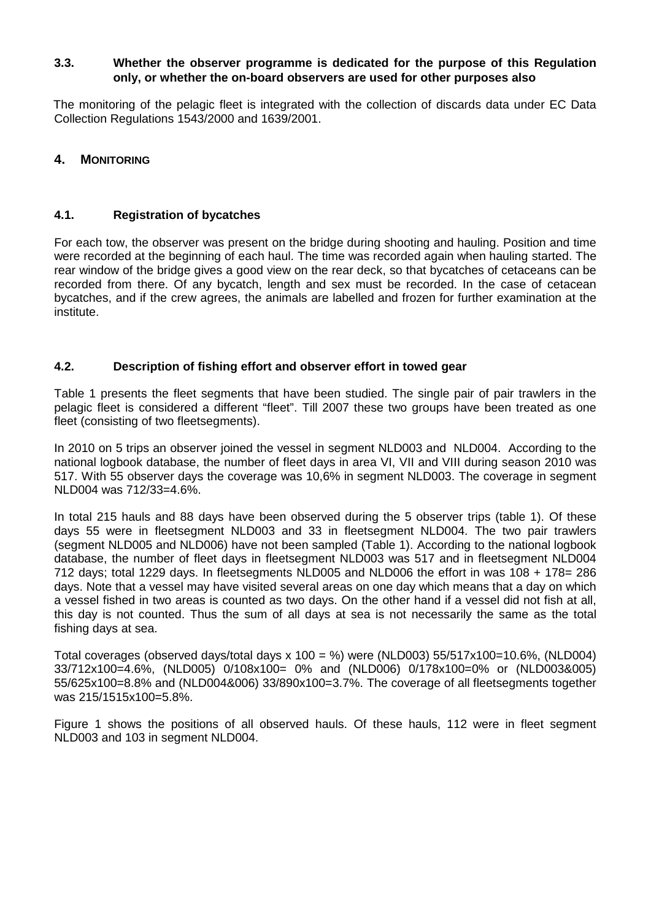### 3.3. Whether the observer programme is dedicated for the purpose of this Regulation only, or whether the on-board observers are used for other purposes also

The monitoring of the pelagic fleet is integrated with the collection of discards data under EC Data Collection Regulations 1543/2000 and 1639/2001.

## 4. MONITORING

### 4.1. Registration of bycatches

For each tow, the observer was present on the bridge during shooting and hauling. Position and time were recorded at the beginning of each haul. The time was recorded again when hauling started. The rear window of the bridge gives a good view on the rear deck, so that bycatches of cetaceans can be recorded from there. Of any bycatch, length and sex must be recorded. In the case of cetacean bycatches, and if the crew agrees, the animals are labelled and frozen for further examination at the institute.

### 4.2. Description of fishing effort and observer effort in towed gear

Table 1 presents the fleet segments that have been studied. The single pair of pair trawlers in the pelagic fleet is considered a different "fleet". Till 2007 these two groups have been treated as one fleet (consisting of two fleetsegments).

In 2010 on 5 trips an observer joined the vessel in segment NLD003 and NLD004. According to the national logbook database, the number of fleet days in area VI, VII and VIII during season 2010 was 517. With 55 observer days the coverage was 10,6% in segment NLD003. The coverage in segment NLD004 was 712/33=4.6%.

In total 215 hauls and 88 days have been observed during the 5 observer trips (table 1). Of these days 55 were in fleetsegment NLD003 and 33 in fleetsegment NLD004. The two pair trawlers (segment NLD005 and NLD006) have not been sampled (Table 1). According to the national logbook database, the number of fleet days in fleetsegment NLD003 was 517 and in fleetsegment NLD004 712 days; total 1229 days. In fleetsegments NLD005 and NLD006 the effort in was 108 + 178= 286 days. Note that a vessel may have visited several areas on one day which means that a day on which a vessel fished in two areas is counted as two days. On the other hand if a vessel did not fish at all, this day is not counted. Thus the sum of all days at sea is not necessarily the same as the total fishing days at sea.

Total coverages (observed days/total days x 100 = %) were (NLD003) 55/517x100=10.6%, (NLD004) 33/712x100=4.6%, (NLD005) 0/108x100= 0% and (NLD006) 0/178x100=0% or (NLD003&005) 55/625x100=8.8% and (NLD004&006) 33/890x100=3.7%. The coverage of all fleetsegments together was 215/1515x100=5.8%.

Figure 1 shows the positions of all observed hauls. Of these hauls, 112 were in fleet segment NLD003 and 103 in segment NLD004.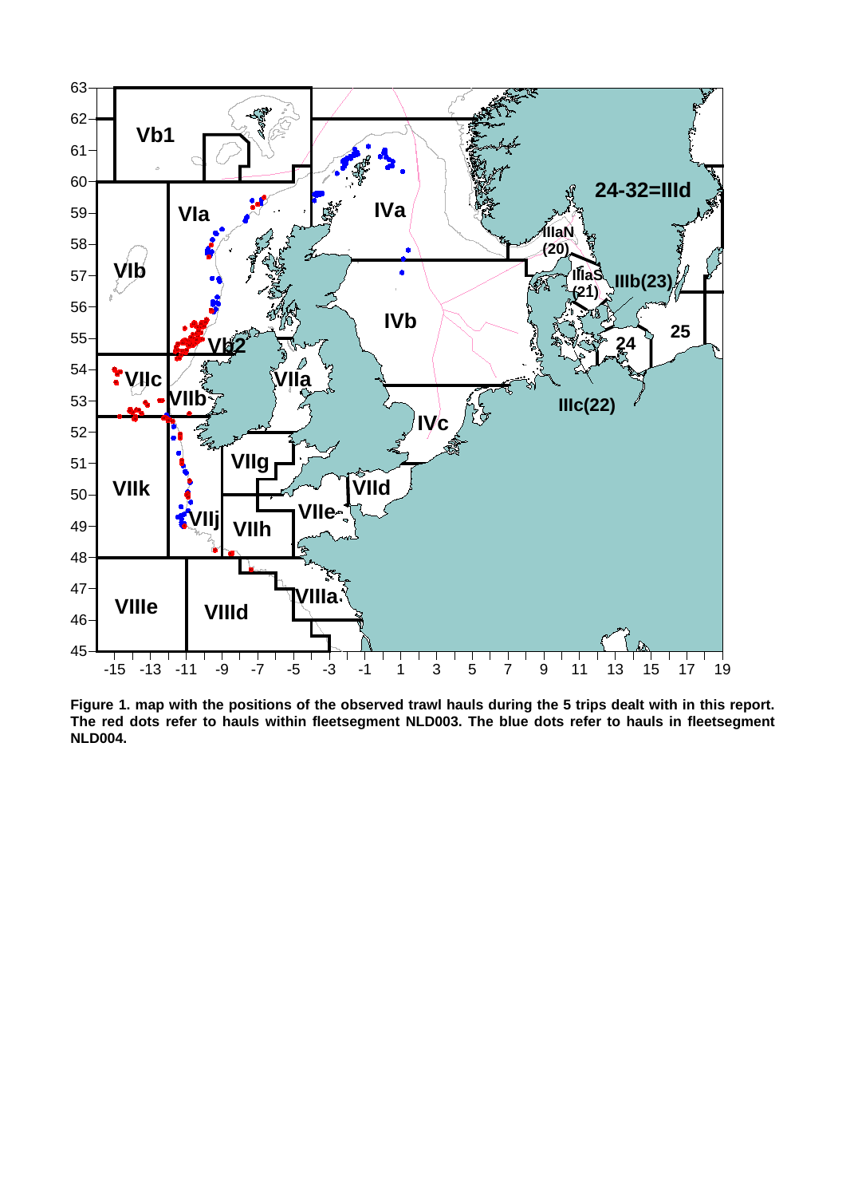**Figure 1. map with the positions of the observed trawl hauls during the 5 trips dealt with in this report. The red dots refer to hauls within fleetsegment NLD003. The blue dots refer to hauls in fleetsegment NLD004.**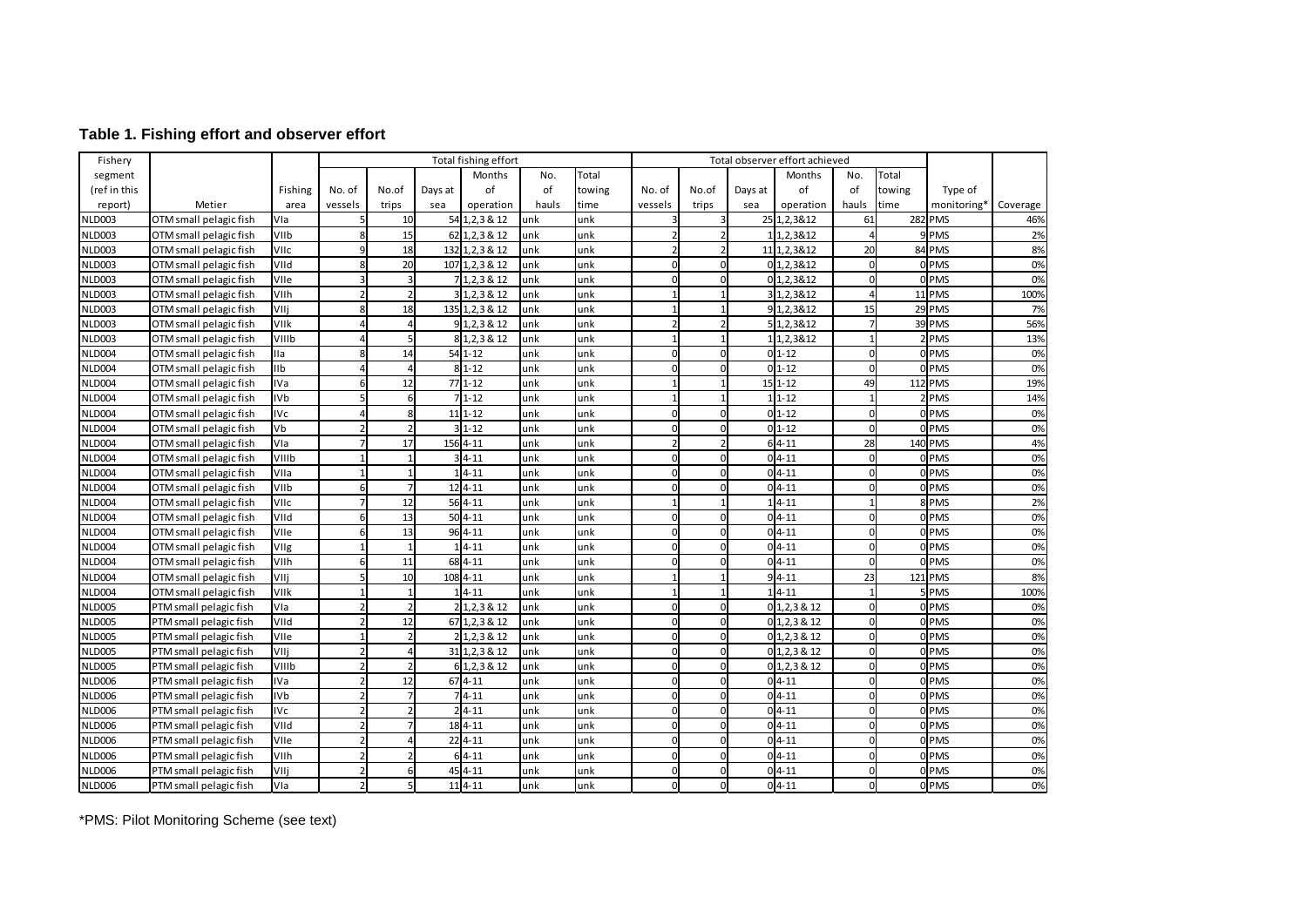## Table 1. Fishing effort and observer effort

| Fishery segment (ref in this report) | Metier | Fishing area | Total fishing effort | | | | | | Total observer effort achieved | | | | | | Type of monitoring* | Coverage |
|---|---|---|---|---|---|---|---|---|---|---|---|---|---|---|---|---|
| | | | No. of vessels | No.of trips | Days at sea | Months of operation | No. of hauls | Total towing time | No. of vessels | No.of trips | Days at sea | Months of operation | No. of hauls | Total towing time | | |
| NLD003 | OTM small pelagic fish | VIa | 5 | 10 | 54 | 1,2,3 & 12 | unk | unk | 3 | 3 | 25 | 1,2,3&12 | 61 | 282 | PMS | 46% |
| NLD003 | OTM small pelagic fish | VIIb | 8 | 15 | 62 | 1,2,3 & 12 | unk | unk | 2 | 2 | 1 | 1,2,3&12 | 4 | 9 | PMS | 2% |
| NLD003 | OTM small pelagic fish | VIIc | 9 | 18 | 132 | 1,2,3 & 12 | unk | unk | 2 | 2 | 11 | 1,2,3&12 | 20 | 84 | PMS | 8% |
| NLD003 | OTM small pelagic fish | VIId | 8 | 20 | 107 | 1,2,3 & 12 | unk | unk | 0 | 0 | 0 | 1,2,3&12 | 0 | 0 | PMS | 0% |
| NLD003 | OTM small pelagic fish | VIIe | 3 | 3 | 7 | 1,2,3 & 12 | unk | unk | 0 | 0 | 0 | 1,2,3&12 | 0 | 0 | PMS | 0% |
| NLD003 | OTM small pelagic fish | VIIh | 2 | 2 | 3 | 1,2,3 & 12 | unk | unk | 1 | 1 | 3 | 1,2,3&12 | 4 | 11 | PMS | 100% |
| NLD003 | OTM small pelagic fish | VIIj | 8 | 18 | 135 | 1,2,3 & 12 | unk | unk | 1 | 1 | 9 | 1,2,3&12 | 15 | 29 | PMS | 7% |
| NLD003 | OTM small pelagic fish | VIIk | 4 | 4 | 9 | 1,2,3 & 12 | unk | unk | 2 | 2 | 5 | 1,2,3&12 | 7 | 39 | PMS | 56% |
| NLD003 | OTM small pelagic fish | VIIIb | 4 | 5 | 8 | 1,2,3 & 12 | unk | unk | 1 | 1 | 1 | 1,2,3&12 | 1 | 2 | PMS | 13% |
| NLD004 | OTM small pelagic fish | IIa | 8 | 14 | 54 | 1-12 | unk | unk | 0 | 0 | 0 | 1-12 | 0 | 0 | PMS | 0% |
| NLD004 | OTM small pelagic fish | IIb | 4 | 4 | 8 | 1-12 | unk | unk | 0 | 0 | 0 | 1-12 | 0 | 0 | PMS | 0% |
| NLD004 | OTM small pelagic fish | IVa | 6 | 12 | 77 | 1-12 | unk | unk | 1 | 1 | 15 | 1-12 | 49 | 112 | PMS | 19% |
| NLD004 | OTM small pelagic fish | IVb | 5 | 6 | 7 | 1-12 | unk | unk | 1 | 1 | 1 | 1-12 | 1 | 2 | PMS | 14% |
| NLD004 | OTM small pelagic fish | IVc | 4 | 8 | 11 | 1-12 | unk | unk | 0 | 0 | 0 | 1-12 | 0 | 0 | PMS | 0% |
| NLD004 | OTM small pelagic fish | Vb | 2 | 2 | 3 | 1-12 | unk | unk | 0 | 0 | 0 | 1-12 | 0 | 0 | PMS | 0% |
| NLD004 | OTM small pelagic fish | VIa | 7 | 17 | 156 | 4-11 | unk | unk | 2 | 2 | 6 | 4-11 | 28 | 140 | PMS | 4% |
| NLD004 | OTM small pelagic fish | VIIIb | 1 | 1 | 3 | 4-11 | unk | unk | 0 | 0 | 0 | 4-11 | 0 | 0 | PMS | 0% |
| NLD004 | OTM small pelagic fish | VIIa | 1 | 1 | 1 | 4-11 | unk | unk | 0 | 0 | 0 | 4-11 | 0 | 0 | PMS | 0% |
| NLD004 | OTM small pelagic fish | VIIb | 6 | 7 | 12 | 4-11 | unk | unk | 0 | 0 | 0 | 4-11 | 0 | 0 | PMS | 0% |
| NLD004 | OTM small pelagic fish | VIIc | 7 | 12 | 56 | 4-11 | unk | unk | 1 | 1 | 1 | 4-11 | 1 | 8 | PMS | 2% |
| NLD004 | OTM small pelagic fish | VIId | 6 | 13 | 50 | 4-11 | unk | unk | 0 | 0 | 0 | 4-11 | 0 | 0 | PMS | 0% |
| NLD004 | OTM small pelagic fish | VIIe | 6 | 13 | 96 | 4-11 | unk | unk | 0 | 0 | 0 | 4-11 | 0 | 0 | PMS | 0% |
| NLD004 | OTM small pelagic fish | VIIg | 1 | 1 | 1 | 4-11 | unk | unk | 0 | 0 | 0 | 4-11 | 0 | 0 | PMS | 0% |
| NLD004 | OTM small pelagic fish | VIIh | 6 | 11 | 68 | 4-11 | unk | unk | 0 | 0 | 0 | 4-11 | 0 | 0 | PMS | 0% |
| NLD004 | OTM small pelagic fish | VIIj | 5 | 10 | 108 | 4-11 | unk | unk | 1 | 1 | 9 | 4-11 | 23 | 121 | PMS | 8% |
| NLD004 | OTM small pelagic fish | VIIk | 1 | 1 | 1 | 4-11 | unk | unk | 1 | 1 | 1 | 4-11 | 1 | 5 | PMS | 100% |
| NLD005 | PTM small pelagic fish | VIa | 2 | 2 | 2 | 1,2,3 & 12 | unk | unk | 0 | 0 | 0 | 1,2,3 & 12 | 0 | 0 | PMS | 0% |
| NLD005 | PTM small pelagic fish | VIId | 2 | 12 | 67 | 1,2,3 & 12 | unk | unk | 0 | 0 | 0 | 1,2,3 & 12 | 0 | 0 | PMS | 0% |
| NLD005 | PTM small pelagic fish | VIIe | 1 | 2 | 2 | 1,2,3 & 12 | unk | unk | 0 | 0 | 0 | 1,2,3 & 12 | 0 | 0 | PMS | 0% |
| NLD005 | PTM small pelagic fish | VIIj | 2 | 4 | 31 | 1,2,3 & 12 | unk | unk | 0 | 0 | 0 | 1,2,3 & 12 | 0 | 0 | PMS | 0% |
| NLD005 | PTM small pelagic fish | VIIIb | 2 | 2 | 6 | 1,2,3 & 12 | unk | unk | 0 | 0 | 0 | 1,2,3 & 12 | 0 | 0 | PMS | 0% |
| NLD006 | PTM small pelagic fish | IVa | 2 | 12 | 67 | 4-11 | unk | unk | 0 | 0 | 0 | 4-11 | 0 | 0 | PMS | 0% |
| NLD006 | PTM small pelagic fish | IVb | 2 | 7 | 7 | 4-11 | unk | unk | 0 | 0 | 0 | 4-11 | 0 | 0 | PMS | 0% |
| NLD006 | PTM small pelagic fish | IVc | 2 | 2 | 2 | 4-11 | unk | unk | 0 | 0 | 0 | 4-11 | 0 | 0 | PMS | 0% |
| NLD006 | PTM small pelagic fish | VIId | 2 | 7 | 18 | 4-11 | unk | unk | 0 | 0 | 0 | 4-11 | 0 | 0 | PMS | 0% |
| NLD006 | PTM small pelagic fish | VIIe | 2 | 4 | 22 | 4-11 | unk | unk | 0 | 0 | 0 | 4-11 | 0 | 0 | PMS | 0% |
| NLD006 | PTM small pelagic fish | VIIh | 2 | 2 | 6 | 4-11 | unk | unk | 0 | 0 | 0 | 4-11 | 0 | 0 | PMS | 0% |
| NLD006 | PTM small pelagic fish | VIIj | 2 | 6 | 45 | 4-11 | unk | unk | 0 | 0 | 0 | 4-11 | 0 | 0 | PMS | 0% |
| NLD006 | PTM small pelagic fish | VIa | 2 | 5 | 11 | 4-11 | unk | unk | 0 | 0 | 0 | 4-11 | 0 | 0 | PMS | 0% |

*PMS: Pilot Monitoring Scheme (see text)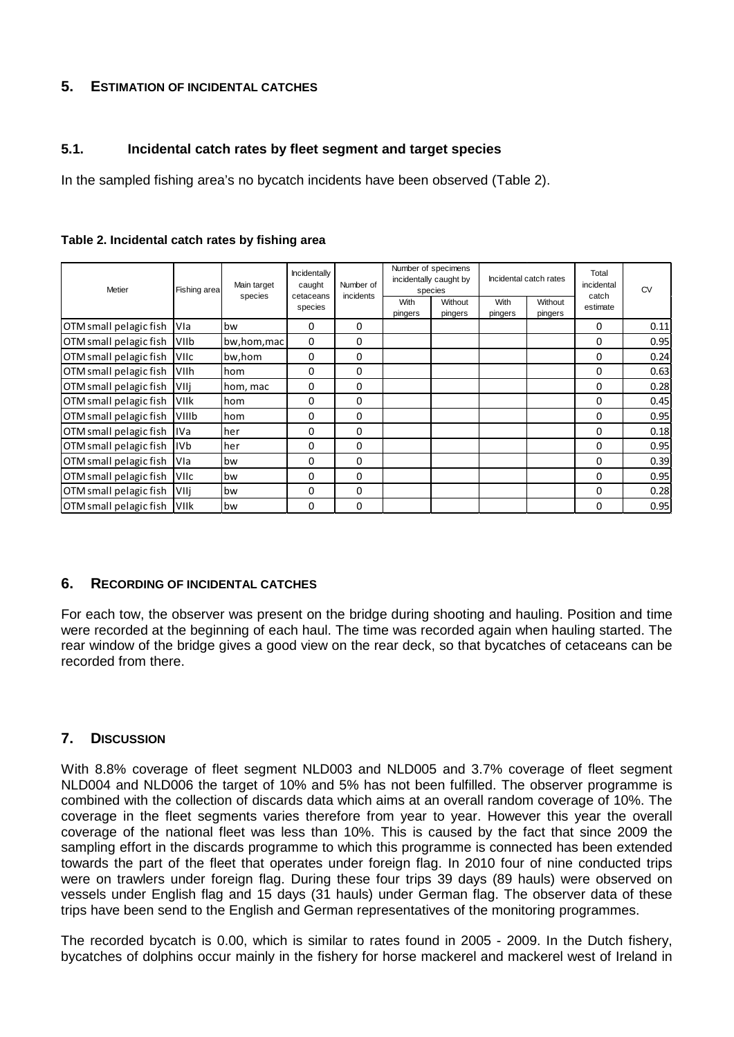## 5. ESTIMATION OF INCIDENTAL CATCHES

### 5.1. Incidental catch rates by fleet segment and target species

In the sampled fishing area's no bycatch incidents have been observed (Table 2).

**Table 2. Incidental catch rates by fishing area**

| Metier | Fishing area | Main target species | Incidentally caught cetaceans species | Number of incidents | Number of specimens incidentally caught by species | | Incidental catch rates | | Total incidental catch estimate | CV |
|---|---|---|---|---|---|---|---|---|---|---|
| | | | | | With pingers | Without pingers | With pingers | Without pingers | | |
| OTM small pelagic fish | VIa | bw | 0 | 0 | | | | | 0 | 0.11 |
| OTM small pelagic fish | VIIb | bw,hom,mac | 0 | 0 | | | | | 0 | 0.95 |
| OTM small pelagic fish | VIIc | bw,hom | 0 | 0 | | | | | 0 | 0.24 |
| OTM small pelagic fish | VIIh | hom | 0 | 0 | | | | | 0 | 0.63 |
| OTM small pelagic fish | VIIj | hom, mac | 0 | 0 | | | | | 0 | 0.28 |
| OTM small pelagic fish | VIIk | hom | 0 | 0 | | | | | 0 | 0.45 |
| OTM small pelagic fish | VIIIb | hom | 0 | 0 | | | | | 0 | 0.95 |
| OTM small pelagic fish | IVa | her | 0 | 0 | | | | | 0 | 0.18 |
| OTM small pelagic fish | IVb | her | 0 | 0 | | | | | 0 | 0.95 |
| OTM small pelagic fish | VIa | bw | 0 | 0 | | | | | 0 | 0.39 |
| OTM small pelagic fish | VIIc | bw | 0 | 0 | | | | | 0 | 0.95 |
| OTM small pelagic fish | VIIj | bw | 0 | 0 | | | | | 0 | 0.28 |
| OTM small pelagic fish | VIIk | bw | 0 | 0 | | | | | 0 | 0.95 |

## 6. RECORDING OF INCIDENTAL CATCHES

For each tow, the observer was present on the bridge during shooting and hauling. Position and time were recorded at the beginning of each haul. The time was recorded again when hauling started. The rear window of the bridge gives a good view on the rear deck, so that bycatches of cetaceans can be recorded from there.

## 7. DISCUSSION

With 8.8% coverage of fleet segment NLD003 and NLD005 and 3.7% coverage of fleet segment NLD004 and NLD006 the target of 10% and 5% has not been fulfilled. The observer programme is combined with the collection of discards data which aims at an overall random coverage of 10%. The coverage in the fleet segments varies therefore from year to year. However this year the overall coverage of the national fleet was less than 10%. This is caused by the fact that since 2009 the sampling effort in the discards programme to which this programme is connected has been extended towards the part of the fleet that operates under foreign flag. In 2010 four of nine conducted trips were on trawlers under foreign flag. During these four trips 39 days (89 hauls) were observed on vessels under English flag and 15 days (31 hauls) under German flag. The observer data of these trips have been send to the English and German representatives of the monitoring programmes.

The recorded bycatch is 0.00, which is similar to rates found in 2005 - 2009. In the Dutch fishery, bycatches of dolphins occur mainly in the fishery for horse mackerel and mackerel west of Ireland in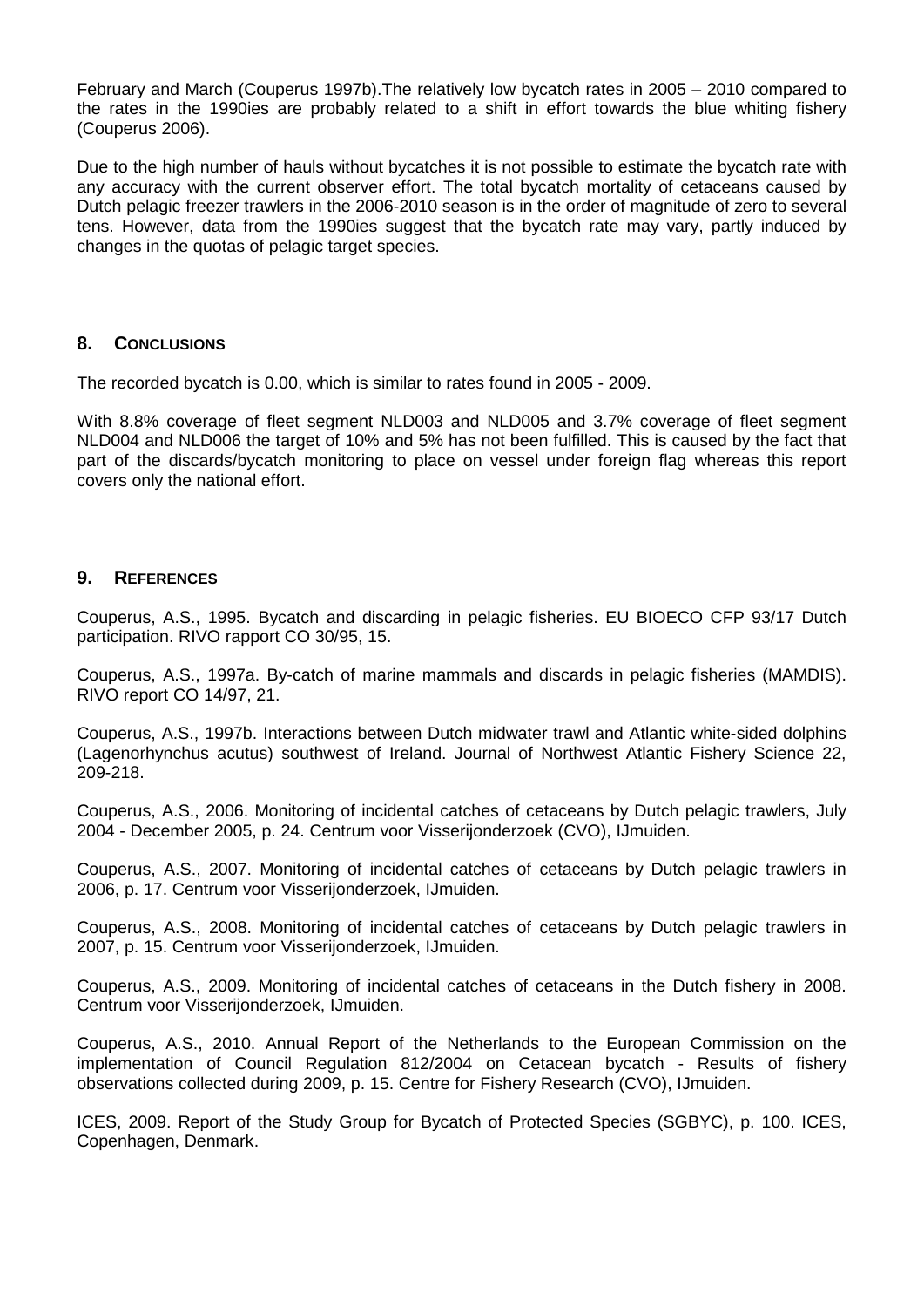February and March (Couperus 1997b).The relatively low bycatch rates in 2005 – 2010 compared to the rates in the 1990ies are probably related to a shift in effort towards the blue whiting fishery (Couperus 2006).

Due to the high number of hauls without bycatches it is not possible to estimate the bycatch rate with any accuracy with the current observer effort. The total bycatch mortality of cetaceans caused by Dutch pelagic freezer trawlers in the 2006-2010 season is in the order of magnitude of zero to several tens. However, data from the 1990ies suggest that the bycatch rate may vary, partly induced by changes in the quotas of pelagic target species.

## 8. CONCLUSIONS

The recorded bycatch is 0.00, which is similar to rates found in 2005 - 2009.

With 8.8% coverage of fleet segment NLD003 and NLD005 and 3.7% coverage of fleet segment NLD004 and NLD006 the target of 10% and 5% has not been fulfilled. This is caused by the fact that part of the discards/bycatch monitoring to place on vessel under foreign flag whereas this report covers only the national effort.

## 9. REFERENCES

Couperus, A.S., 1995. Bycatch and discarding in pelagic fisheries. EU BIOECO CFP 93/17 Dutch participation. RIVO rapport CO 30/95, 15.

Couperus, A.S., 1997a. By-catch of marine mammals and discards in pelagic fisheries (MAMDIS). RIVO report CO 14/97, 21.

Couperus, A.S., 1997b. Interactions between Dutch midwater trawl and Atlantic white-sided dolphins (Lagenorhynchus acutus) southwest of Ireland. Journal of Northwest Atlantic Fishery Science 22, 209-218.

Couperus, A.S., 2006. Monitoring of incidental catches of cetaceans by Dutch pelagic trawlers, July 2004 - December 2005, p. 24. Centrum voor Visserijonderzoek (CVO), IJmuiden.

Couperus, A.S., 2007. Monitoring of incidental catches of cetaceans by Dutch pelagic trawlers in 2006, p. 17. Centrum voor Visserijonderzoek, IJmuiden.

Couperus, A.S., 2008. Monitoring of incidental catches of cetaceans by Dutch pelagic trawlers in 2007, p. 15. Centrum voor Visserijonderzoek, IJmuiden.

Couperus, A.S., 2009. Monitoring of incidental catches of cetaceans in the Dutch fishery in 2008. Centrum voor Visserijonderzoek, IJmuiden.

Couperus, A.S., 2010. Annual Report of the Netherlands to the European Commission on the implementation of Council Regulation 812/2004 on Cetacean bycatch - Results of fishery observations collected during 2009, p. 15. Centre for Fishery Research (CVO), IJmuiden.

ICES, 2009. Report of the Study Group for Bycatch of Protected Species (SGBYC), p. 100. ICES, Copenhagen, Denmark.